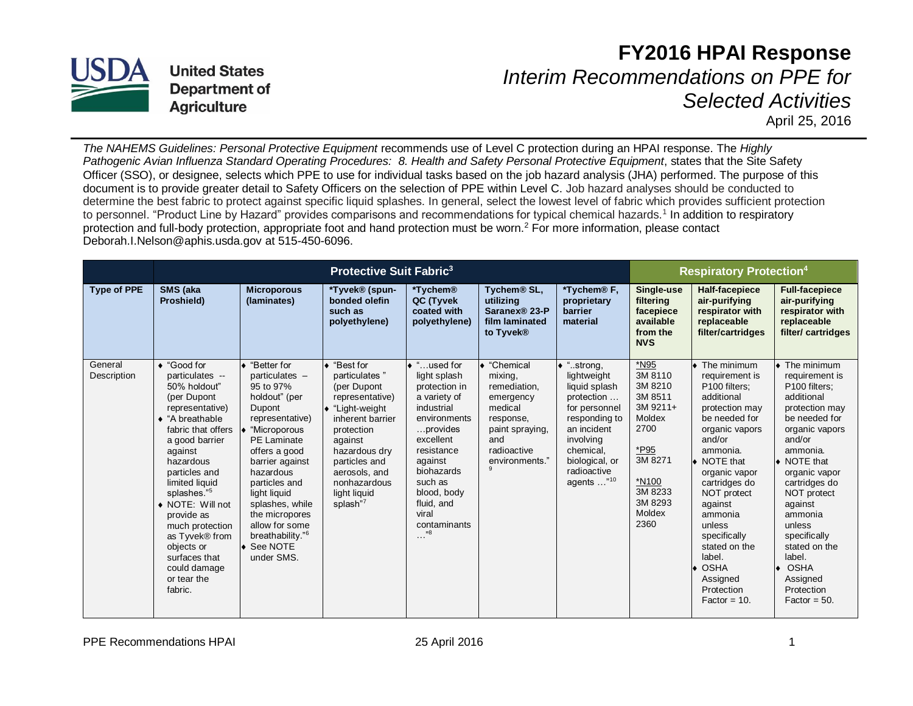United States Department of Agriculture

# FY2016 HPAI Response

## *Interim Recommendations on PPE for Selected Activities*

April 25, 2016

*The NAHEMS Guidelines: Personal Protective Equipment* recommends use of Level C protection during an HPAI response. The *Highly Pathogenic Avian Influenza Standard Operating Procedures: 8. Health and Safety Personal Protective Equipment*, states that the Site Safety Officer (SSO), or designee, selects which PPE to use for individual tasks based on the job hazard analysis (JHA) performed. The purpose of this document is to provide greater detail to Safety Officers on the selection of PPE within Level C. Job hazard analyses should be conducted to determine the best fabric to protect against specific liquid splashes. In general, select the lowest level of fabric which provides sufficient protection to personnel. "Product Line by Hazard" provides comparisons and recommendations for typical chemical hazards.[1] In addition to respiratory protection and full-body protection, appropriate foot and hand protection must be worn.[2] For more information, please contact Deborah.I.Nelson@aphis.usda.gov at 515-450-6096.

| | **Protective Suit Fabric[3]** | | | | | | **Respiratory Protection[4]** | | |
|---|---|---|---|---|---|---|---|---|---|
| **Type of PPE** | **SMS (aka Proshield)** | **Microporous (laminates)** | ***Tyvek® (spun-bonded olefin such as polyethylene)** | ***Tychem® QC (Tyvek coated with polyethylene)** | **Tychem® SL, utilizing Saranex® 23-P film laminated to Tyvek®** | ***Tychem® F, proprietary barrier material** | **Single-use filtering facepiece available from the NVS** | **Half-facepiece air-purifying respirator with replaceable filter/cartridges** | **Full-facepiece air-purifying respirator with replaceable filter/ cartridges** |
| General Description | ♦ "Good for particulates -- 50% holdout" (per Dupont representative)<br>♦ "A breathable fabric that offers a good barrier against hazardous particles and limited liquid splashes."[5]<br>♦ NOTE: Will not provide as much protection as Tyvek® from objects or surfaces that could damage or tear the fabric. | ♦ "Better for particulates – 95 to 97% holdout" (per Dupont representative)<br>♦ "Microporous PE Laminate offers a good barrier against hazardous particles and light liquid splashes, while the micropores allow for some breathability."[6]<br>♦ See NOTE under SMS. | ♦ "Best for particulates " (per Dupont representative)<br>♦ "Light-weight inherent barrier protection against hazardous dry particles and aerosols, and nonhazardous light liquid splash"[7] | ♦ "…used for light splash protection in a variety of industrial environments …provides excellent resistance against biohazards such as blood, body fluid, and viral contaminants …"[8] | ♦ "Chemical mixing, remediation, emergency medical response, paint spraying, and radioactive environments."[9] | ♦ "..strong, lightweight liquid splash protection … for personnel responding to an incident involving chemical, biological, or radioactive agents …"[10] | *N95<br>3M 8110<br>3M 8210<br>3M 8511<br>3M 9211+<br>Moldex 2700<br><br>*P95<br>3M 8271<br><br>*N100<br>3M 8233<br>3M 8293<br>Moldex 2360 | ♦ The minimum requirement is P100 filters; additional protection may be needed for organic vapors and/or ammonia.<br>♦ NOTE that organic vapor cartridges do NOT protect against ammonia unless specifically stated on the label.<br>♦ OSHA Assigned Protection Factor = 10. | ♦ The minimum requirement is P100 filters; additional protection may be needed for organic vapors and/or ammonia.<br>♦ NOTE that organic vapor cartridges do NOT protect against ammonia unless specifically stated on the label.<br>♦ OSHA Assigned Protection Factor = 50. |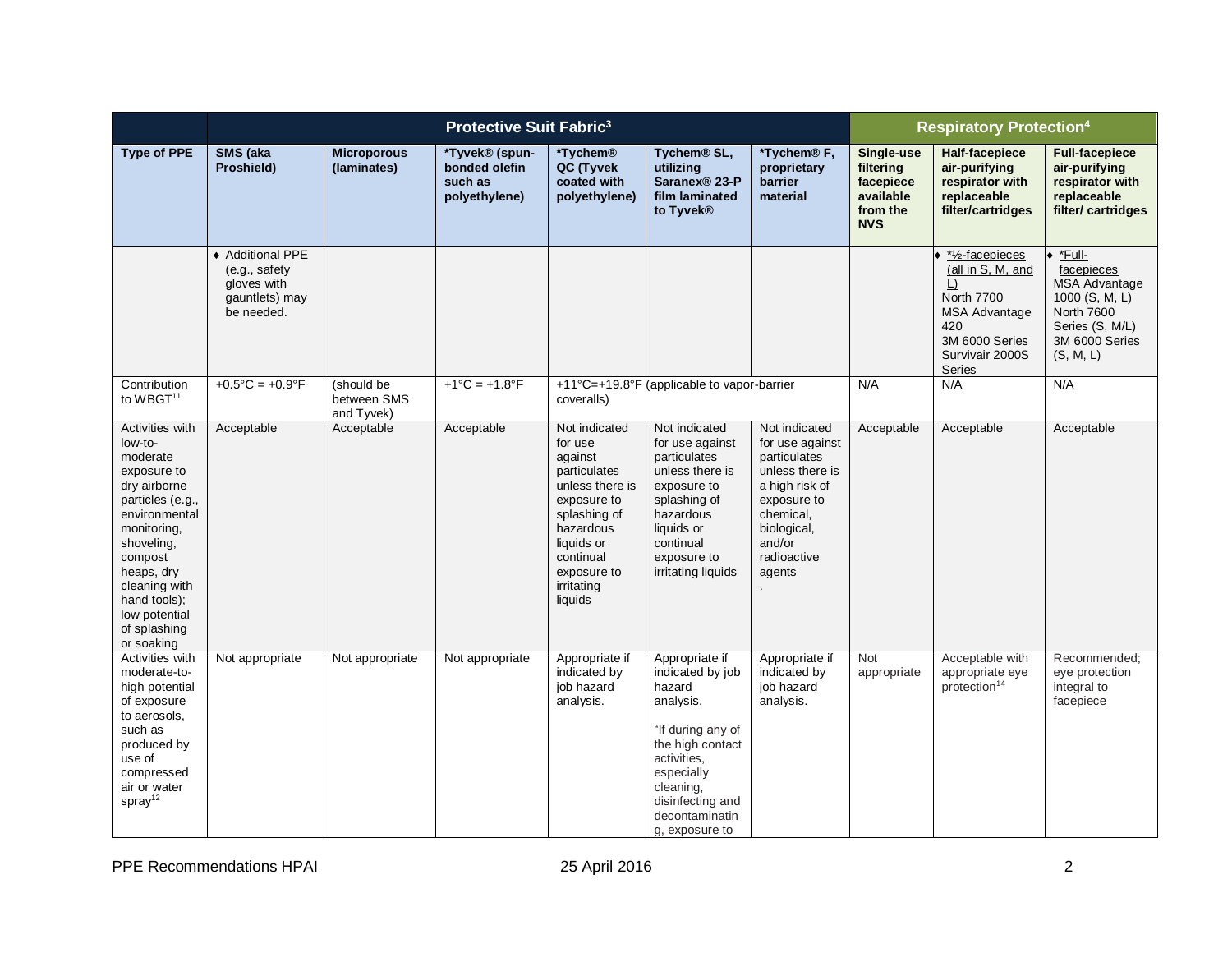| | Protective Suit Fabric[3] | | | | | | Respiratory Protection[4] | | |
|---|---|---|---|---|---|---|---|---|---|
| **Type of PPE** | **SMS (aka Proshield)** | **Microporous (laminates)** | **\*Tyvek® (spun-bonded olefin such as polyethylene)** | **\*Tychem® QC (Tyvek coated with polyethylene)** | **Tychem® SL, utilizing Saranex® 23-P film laminated to Tyvek®** | **\*Tychem® F, proprietary barrier material** | **Single-use filtering facepiece available from the NVS** | **Half-facepiece air-purifying respirator with replaceable filter/cartridges** | **Full-facepiece air-purifying respirator with replaceable filter/ cartridges** |
| | ♦ Additional PPE (e.g., safety gloves with gauntlets) may be needed. | | | | | | | ♦ \*½-facepieces (all in S, M, and L) North 7700 MSA Advantage 420 3M 6000 Series Survivair 2000S Series | ♦ \*Full-facepieces MSA Advantage 1000 (S, M, L) North 7600 Series (S, M/L) 3M 6000 Series (S, M, L) |
| Contribution to WBGT[11] | +0.5°C = +0.9°F | (should be between SMS and Tyvek) | +1°C = +1.8°F | +11°C=+19.8°F (applicable to vapor-barrier coveralls) | | | N/A | N/A | N/A |
| Activities with low-to-moderate exposure to dry airborne particles (e.g., environmental monitoring, shoveling, compost heaps, dry cleaning with hand tools); low potential of splashing or soaking | Acceptable | Acceptable | Acceptable | Not indicated for use against particulates unless there is exposure to splashing of hazardous liquids or continual exposure to irritating liquids | Not indicated for use against particulates unless there is exposure to splashing of hazardous liquids or continual exposure to irritating liquids | Not indicated for use against particulates unless there is a high risk of exposure to chemical, biological, and/or radioactive agents . | Acceptable | Acceptable | Acceptable |
| Activities with moderate-to-high potential of exposure to aerosols, such as produced by use of compressed air or water spray[12] | Not appropriate | Not appropriate | Not appropriate | Appropriate if indicated by job hazard analysis. | Appropriate if indicated by job hazard analysis.<br><br>"If during any of the high contact activities, especially cleaning, disinfecting and decontaminating, exposure to | Appropriate if indicated by job hazard analysis. | Not appropriate | Acceptable with appropriate eye protection[14] | Recommended; eye protection integral to facepiece |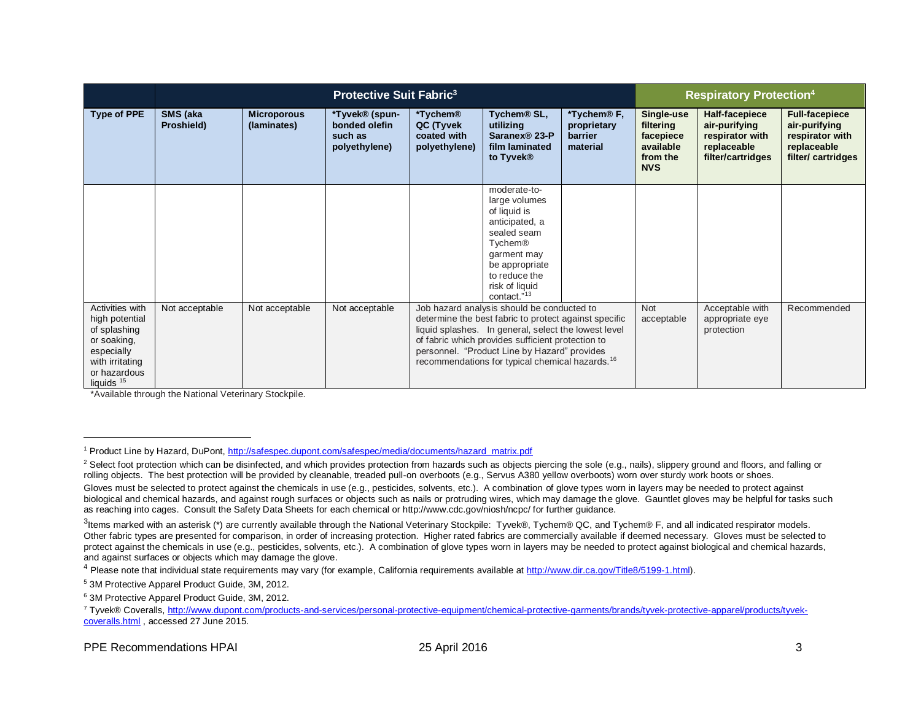| | Protective Suit Fabric[3] | | | | | | Respiratory Protection[4] | | |
|---|---|---|---|---|---|---|---|---|---|
| **Type of PPE** | **SMS (aka Proshield)** | **Microporous (laminates)** | ***Tyvek® (spun-bonded olefin such as polyethylene)** | ***Tychem® QC (Tyvek coated with polyethylene)** | **Tychem® SL, utilizing Saranex® 23-P film laminated to Tyvek®** | ***Tychem® F, proprietary barrier material** | **Single-use filtering facepiece available from the NVS** | **Half-facepiece air-purifying respirator with replaceable filter/cartridges** | **Full-facepiece air-purifying respirator with replaceable filter/ cartridges** |
| | | | | | moderate-to-large volumes of liquid is anticipated, a sealed seam Tychem® garment may be appropriate to reduce the risk of liquid contact."[13] | | | | |
| Activities with high potential of splashing or soaking, especially with irritating or hazardous liquids [15] | Not acceptable | Not acceptable | Not acceptable | Job hazard analysis should be conducted to determine the best fabric to protect against specific liquid splashes. In general, select the lowest level of fabric which provides sufficient protection to personnel. "Product Line by Hazard" provides recommendations for typical chemical hazards.[16] | | | Not acceptable | Acceptable with appropriate eye protection | Recommended |

*Available through the National Veterinary Stockpile.

---

[1] Product Line by Hazard, DuPont, http://safespec.dupont.com/safespec/media/documents/hazard_matrix.pdf

[2] Select foot protection which can be disinfected, and which provides protection from hazards such as objects piercing the sole (e.g., nails), slippery ground and floors, and falling or rolling objects. The best protection will be provided by cleanable, treaded pull-on overboots (e.g., Servus A380 yellow overboots) worn over sturdy work boots or shoes.
Gloves must be selected to protect against the chemicals in use (e.g., pesticides, solvents, etc.). A combination of glove types worn in layers may be needed to protect against biological and chemical hazards, and against rough surfaces or objects such as nails or protruding wires, which may damage the glove. Gauntlet gloves may be helpful for tasks such as reaching into cages. Consult the Safety Data Sheets for each chemical or http://www.cdc.gov/niosh/ncpc/ for further guidance.

[3] Items marked with an asterisk (*) are currently available through the National Veterinary Stockpile: Tyvek®, Tychem® QC, and Tychem® F, and all indicated respirator models. Other fabric types are presented for comparison, in order of increasing protection. Higher rated fabrics are commercially available if deemed necessary. Gloves must be selected to protect against the chemicals in use (e.g., pesticides, solvents, etc.). A combination of glove types worn in layers may be needed to protect against biological and chemical hazards, and against surfaces or objects which may damage the glove.

[4] Please note that individual state requirements may vary (for example, California requirements available at http://www.dir.ca.gov/Title8/5199-1.html).

[5] 3M Protective Apparel Product Guide, 3M, 2012.

[6] 3M Protective Apparel Product Guide, 3M, 2012.

[7] Tyvek® Coveralls, http://www.dupont.com/products-and-services/personal-protective-equipment/chemical-protective-garments/brands/tyvek-protective-apparel/products/tyvek-coveralls.html , accessed 27 June 2015.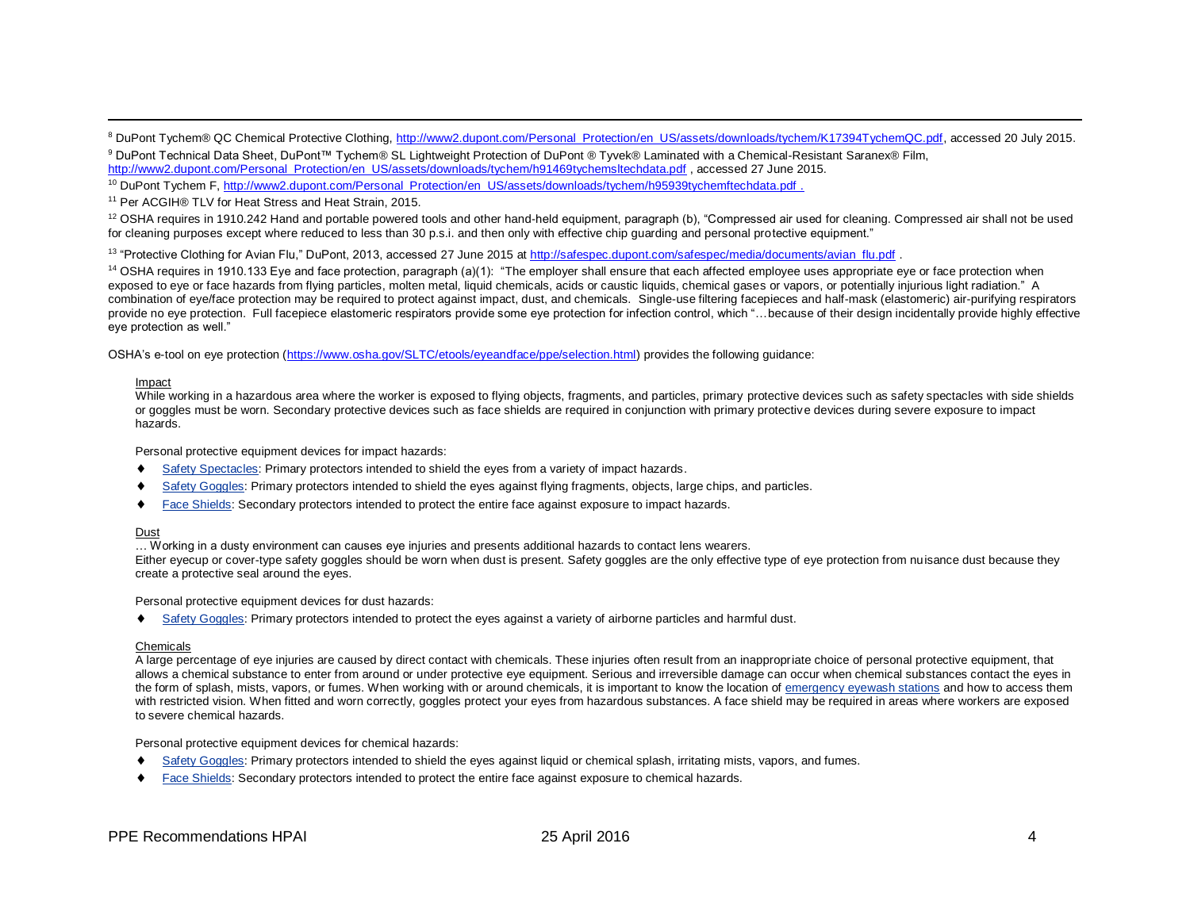[8] DuPont Tychem® QC Chemical Protective Clothing, http://www2.dupont.com/Personal_Protection/en_US/assets/downloads/tychem/K17394TychemQC.pdf, accessed 20 July 2015.

[9] DuPont Technical Data Sheet, DuPont™ Tychem® SL Lightweight Protection of DuPont ® Tyvek® Laminated with a Chemical-Resistant Saranex® Film, http://www2.dupont.com/Personal_Protection/en_US/assets/downloads/tychem/h91469tychemsltechdata.pdf , accessed 27 June 2015.

[10] DuPont Tychem F, http://www2.dupont.com/Personal_Protection/en_US/assets/downloads/tychem/h95939tychemftechdata.pdf .

[11] Per ACGIH® TLV for Heat Stress and Heat Strain, 2015.

[12] OSHA requires in 1910.242 Hand and portable powered tools and other hand-held equipment, paragraph (b), "Compressed air used for cleaning. Compressed air shall not be used for cleaning purposes except where reduced to less than 30 p.s.i. and then only with effective chip guarding and personal protective equipment."

[13] "Protective Clothing for Avian Flu," DuPont, 2013, accessed 27 June 2015 at http://safespec.dupont.com/safespec/media/documents/avian_flu.pdf .

[14] OSHA requires in 1910.133 Eye and face protection, paragraph (a)(1): "The employer shall ensure that each affected employee uses appropriate eye or face protection when exposed to eye or face hazards from flying particles, molten metal, liquid chemicals, acids or caustic liquids, chemical gases or vapors, or potentially injurious light radiation." A combination of eye/face protection may be required to protect against impact, dust, and chemicals. Single-use filtering facepieces and half-mask (elastomeric) air-purifying respirators provide no eye protection. Full facepiece elastomeric respirators provide some eye protection for infection control, which "…because of their design incidentally provide highly effective eye protection as well."

OSHA's e-tool on eye protection (https://www.osha.gov/SLTC/etools/eyeandface/ppe/selection.html) provides the following guidance:

Impact

While working in a hazardous area where the worker is exposed to flying objects, fragments, and particles, primary protective devices such as safety spectacles with side shields or goggles must be worn. Secondary protective devices such as face shields are required in conjunction with primary protective devices during severe exposure to impact hazards.

Personal protective equipment devices for impact hazards:

- Safety Spectacles: Primary protectors intended to shield the eyes from a variety of impact hazards.
- Safety Goggles: Primary protectors intended to shield the eyes against flying fragments, objects, large chips, and particles.
- Face Shields: Secondary protectors intended to protect the entire face against exposure to impact hazards.

Dust

… Working in a dusty environment can causes eye injuries and presents additional hazards to contact lens wearers.
Either eyecup or cover-type safety goggles should be worn when dust is present. Safety goggles are the only effective type of eye protection from nuisance dust because they create a protective seal around the eyes.

Personal protective equipment devices for dust hazards:

- Safety Goggles: Primary protectors intended to protect the eyes against a variety of airborne particles and harmful dust.

Chemicals

A large percentage of eye injuries are caused by direct contact with chemicals. These injuries often result from an inappropriate choice of personal protective equipment, that allows a chemical substance to enter from around or under protective eye equipment. Serious and irreversible damage can occur when chemical substances contact the eyes in the form of splash, mists, vapors, or fumes. When working with or around chemicals, it is important to know the location of emergency eyewash stations and how to access them with restricted vision. When fitted and worn correctly, goggles protect your eyes from hazardous substances. A face shield may be required in areas where workers are exposed to severe chemical hazards.

Personal protective equipment devices for chemical hazards:

- Safety Goggles: Primary protectors intended to shield the eyes against liquid or chemical splash, irritating mists, vapors, and fumes.
- Face Shields: Secondary protectors intended to protect the entire face against exposure to chemical hazards.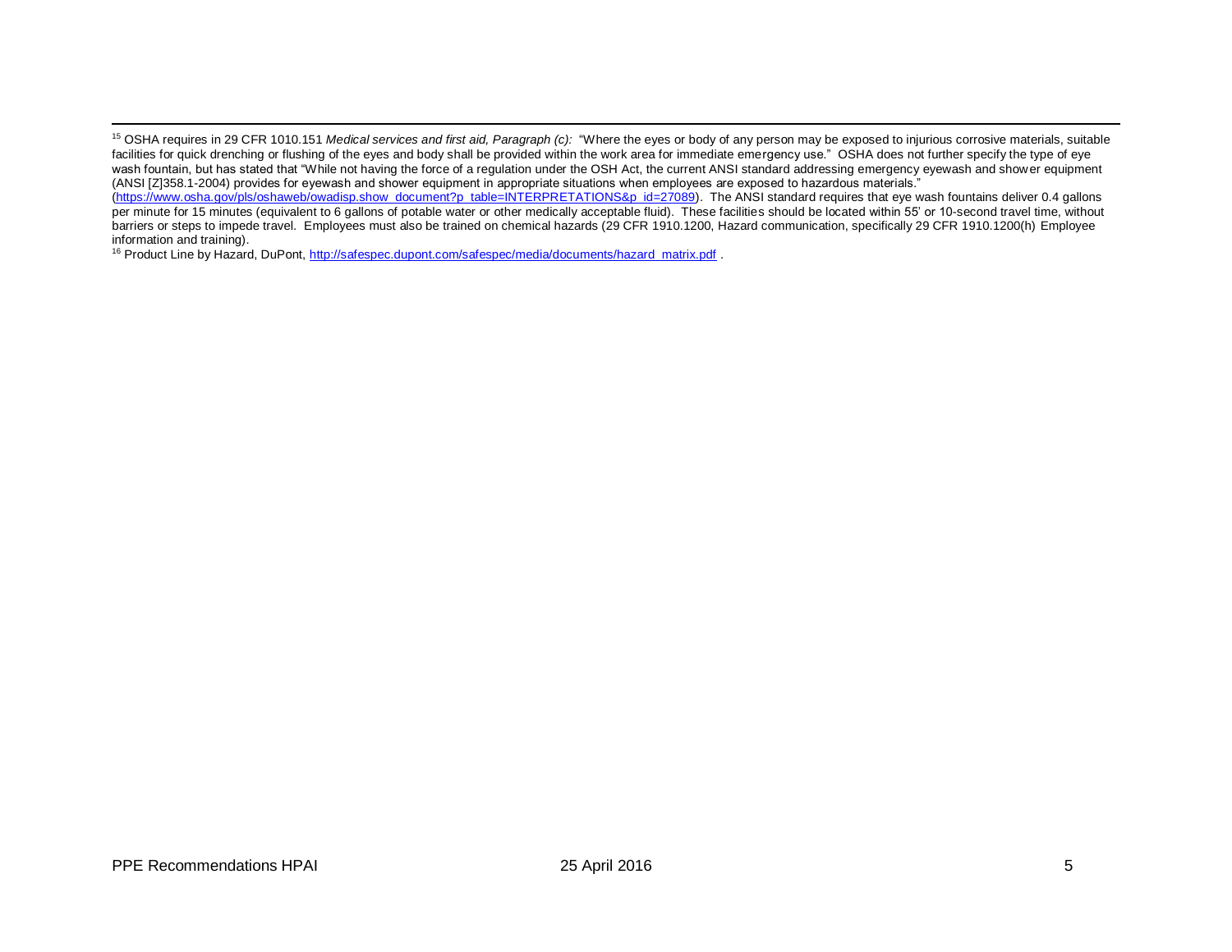[15] OSHA requires in 29 CFR 1010.151 *Medical services and first aid, Paragraph (c):* "Where the eyes or body of any person may be exposed to injurious corrosive materials, suitable facilities for quick drenching or flushing of the eyes and body shall be provided within the work area for immediate emergency use." OSHA does not further specify the type of eye wash fountain, but has stated that "While not having the force of a regulation under the OSH Act, the current ANSI standard addressing emergency eyewash and shower equipment (ANSI [Z]358.1-2004) provides for eyewash and shower equipment in appropriate situations when employees are exposed to hazardous materials." (https://www.osha.gov/pls/oshaweb/owadisp.show_document?p_table=INTERPRETATIONS&p_id=27089). The ANSI standard requires that eye wash fountains deliver 0.4 gallons per minute for 15 minutes (equivalent to 6 gallons of potable water or other medically acceptable fluid). These facilities should be located within 55' or 10-second travel time, without barriers or steps to impede travel. Employees must also be trained on chemical hazards (29 CFR 1910.1200, Hazard communication, specifically 29 CFR 1910.1200(h) Employee information and training).

[16] Product Line by Hazard, DuPont, http://safespec.dupont.com/safespec/media/documents/hazard_matrix.pdf .